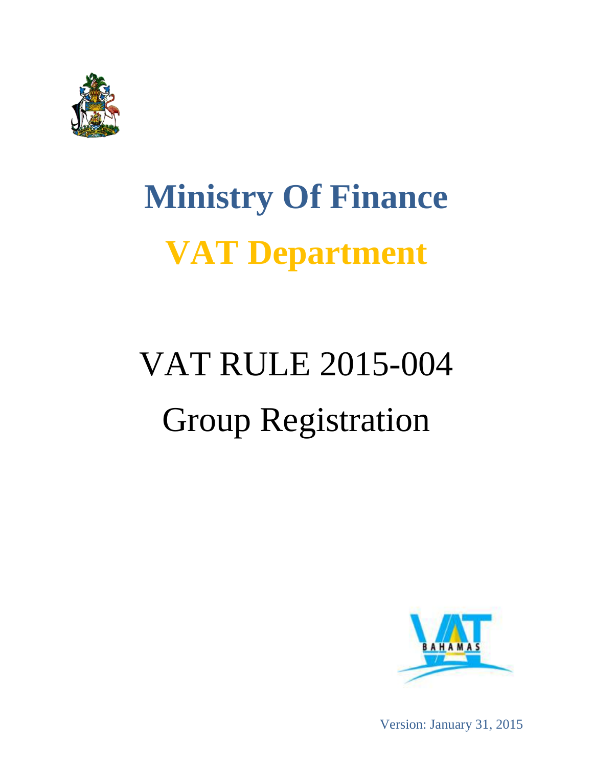# Ministry Of Finance

# VAT Department

# VAT RULE 2015-004

# Group Registration

Version: January 31, 2015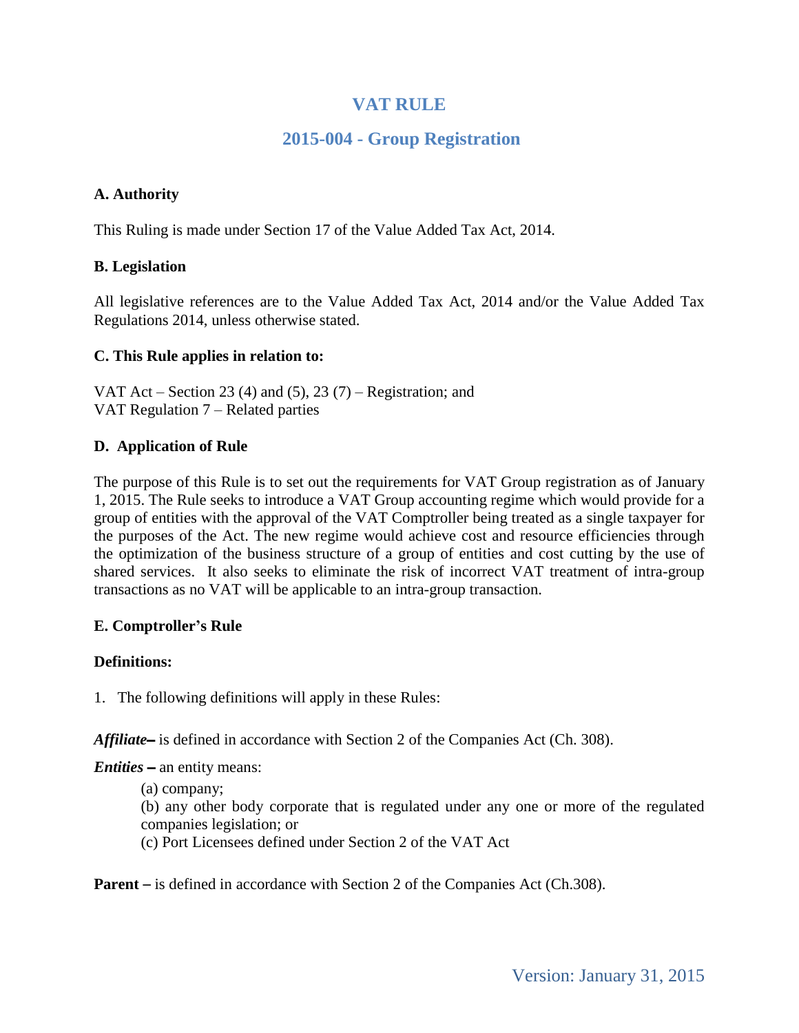# VAT RULE

## 2015-004 - Group Registration

**A. Authority**

This Ruling is made under Section 17 of the Value Added Tax Act, 2014.

**B. Legislation**

All legislative references are to the Value Added Tax Act, 2014 and/or the Value Added Tax Regulations 2014, unless otherwise stated.

**C. This Rule applies in relation to:**

VAT Act – Section 23 (4) and (5), 23 (7) – Registration; and
VAT Regulation 7 – Related parties

**D. Application of Rule**

The purpose of this Rule is to set out the requirements for VAT Group registration as of January 1, 2015. The Rule seeks to introduce a VAT Group accounting regime which would provide for a group of entities with the approval of the VAT Comptroller being treated as a single taxpayer for the purposes of the Act. The new regime would achieve cost and resource efficiencies through the optimization of the business structure of a group of entities and cost cutting by the use of shared services. It also seeks to eliminate the risk of incorrect VAT treatment of intra-group transactions as no VAT will be applicable to an intra-group transaction.

**E. Comptroller's Rule**

**Definitions:**

1. The following definitions will apply in these Rules:

***Affiliate*–** is defined in accordance with Section 2 of the Companies Act (Ch. 308).

***Entities* –** an entity means:

(a) company;
(b) any other body corporate that is regulated under any one or more of the regulated companies legislation; or
(c) Port Licensees defined under Section 2 of the VAT Act

**Parent –** is defined in accordance with Section 2 of the Companies Act (Ch.308).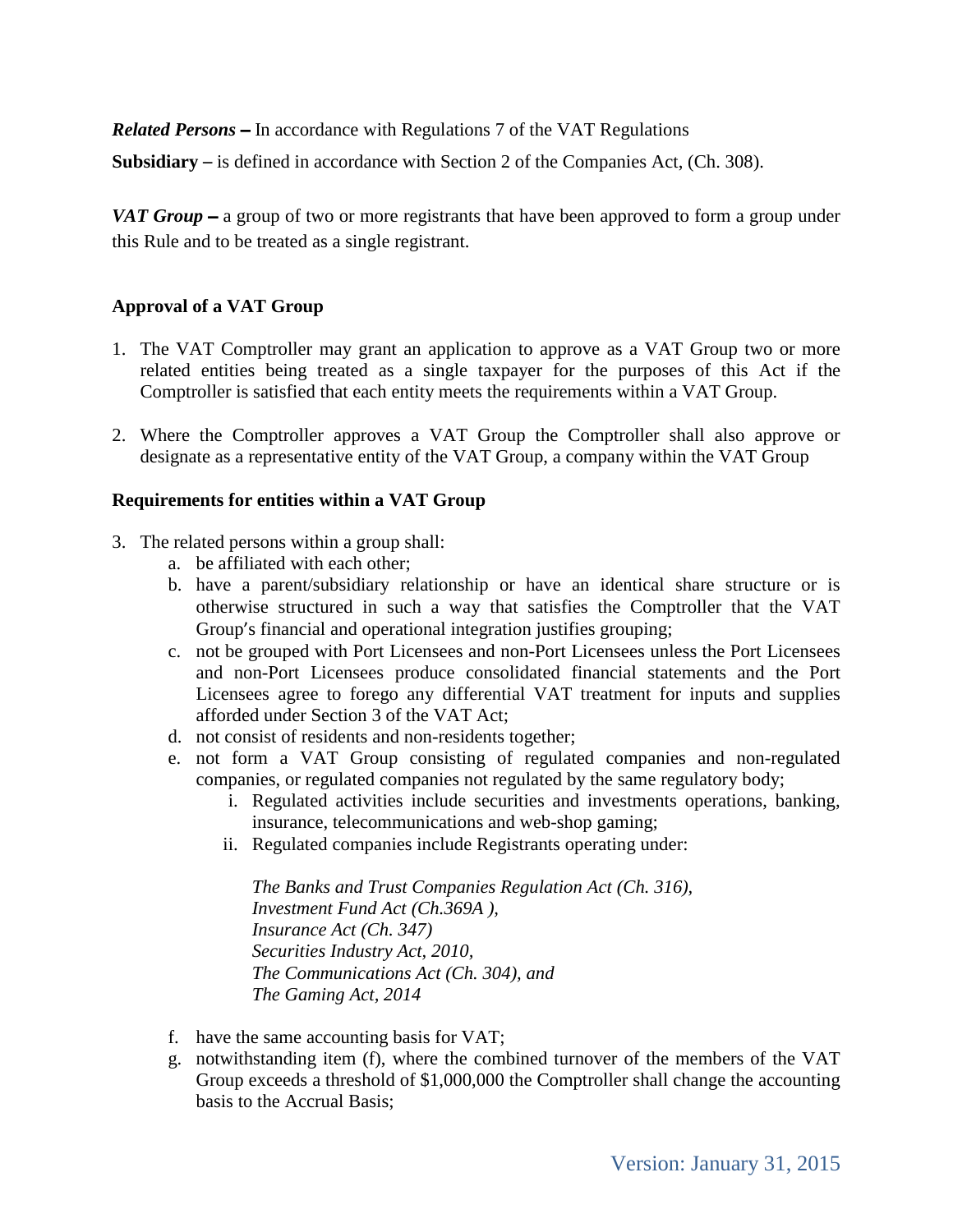***Related Persons* –** In accordance with Regulations 7 of the VAT Regulations

**Subsidiary –** is defined in accordance with Section 2 of the Companies Act, (Ch. 308).

***VAT Group* –** a group of two or more registrants that have been approved to form a group under this Rule and to be treated as a single registrant.

### Approval of a VAT Group

1. The VAT Comptroller may grant an application to approve as a VAT Group two or more related entities being treated as a single taxpayer for the purposes of this Act if the Comptroller is satisfied that each entity meets the requirements within a VAT Group.

2. Where the Comptroller approves a VAT Group the Comptroller shall also approve or designate as a representative entity of the VAT Group, a company within the VAT Group

### Requirements for entities within a VAT Group

3. The related persons within a group shall:
   a. be affiliated with each other;
   b. have a parent/subsidiary relationship or have an identical share structure or is otherwise structured in such a way that satisfies the Comptroller that the VAT Group's financial and operational integration justifies grouping;
   c. not be grouped with Port Licensees and non-Port Licensees unless the Port Licensees and non-Port Licensees produce consolidated financial statements and the Port Licensees agree to forego any differential VAT treatment for inputs and supplies afforded under Section 3 of the VAT Act;
   d. not consist of residents and non-residents together;
   e. not form a VAT Group consisting of regulated companies and non-regulated companies, or regulated companies not regulated by the same regulatory body;
      i. Regulated activities include securities and investments operations, banking, insurance, telecommunications and web-shop gaming;
      ii. Regulated companies include Registrants operating under:

         *The Banks and Trust Companies Regulation Act (Ch. 316),*
         *Investment Fund Act (Ch.369A ),*
         *Insurance Act (Ch. 347)*
         *Securities Industry Act, 2010,*
         *The Communications Act (Ch. 304), and*
         *The Gaming Act, 2014*

   f. have the same accounting basis for VAT;
   g. notwithstanding item (f), where the combined turnover of the members of the VAT Group exceeds a threshold of $1,000,000 the Comptroller shall change the accounting basis to the Accrual Basis;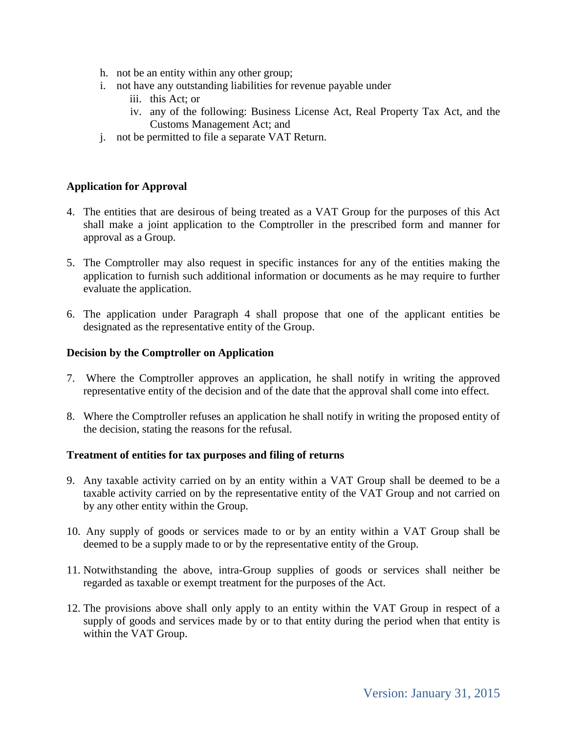h. not be an entity within any other group;
i. not have any outstanding liabilities for revenue payable under
    iii. this Act; or
    iv. any of the following: Business License Act, Real Property Tax Act, and the Customs Management Act; and
j. not be permitted to file a separate VAT Return.

**Application for Approval**

4. The entities that are desirous of being treated as a VAT Group for the purposes of this Act shall make a joint application to the Comptroller in the prescribed form and manner for approval as a Group.

5. The Comptroller may also request in specific instances for any of the entities making the application to furnish such additional information or documents as he may require to further evaluate the application.

6. The application under Paragraph 4 shall propose that one of the applicant entities be designated as the representative entity of the Group.

**Decision by the Comptroller on Application**

7. Where the Comptroller approves an application, he shall notify in writing the approved representative entity of the decision and of the date that the approval shall come into effect.

8. Where the Comptroller refuses an application he shall notify in writing the proposed entity of the decision, stating the reasons for the refusal.

**Treatment of entities for tax purposes and filing of returns**

9. Any taxable activity carried on by an entity within a VAT Group shall be deemed to be a taxable activity carried on by the representative entity of the VAT Group and not carried on by any other entity within the Group.

10. Any supply of goods or services made to or by an entity within a VAT Group shall be deemed to be a supply made to or by the representative entity of the Group.

11. Notwithstanding the above, intra-Group supplies of goods or services shall neither be regarded as taxable or exempt treatment for the purposes of the Act.

12. The provisions above shall only apply to an entity within the VAT Group in respect of a supply of goods and services made by or to that entity during the period when that entity is within the VAT Group.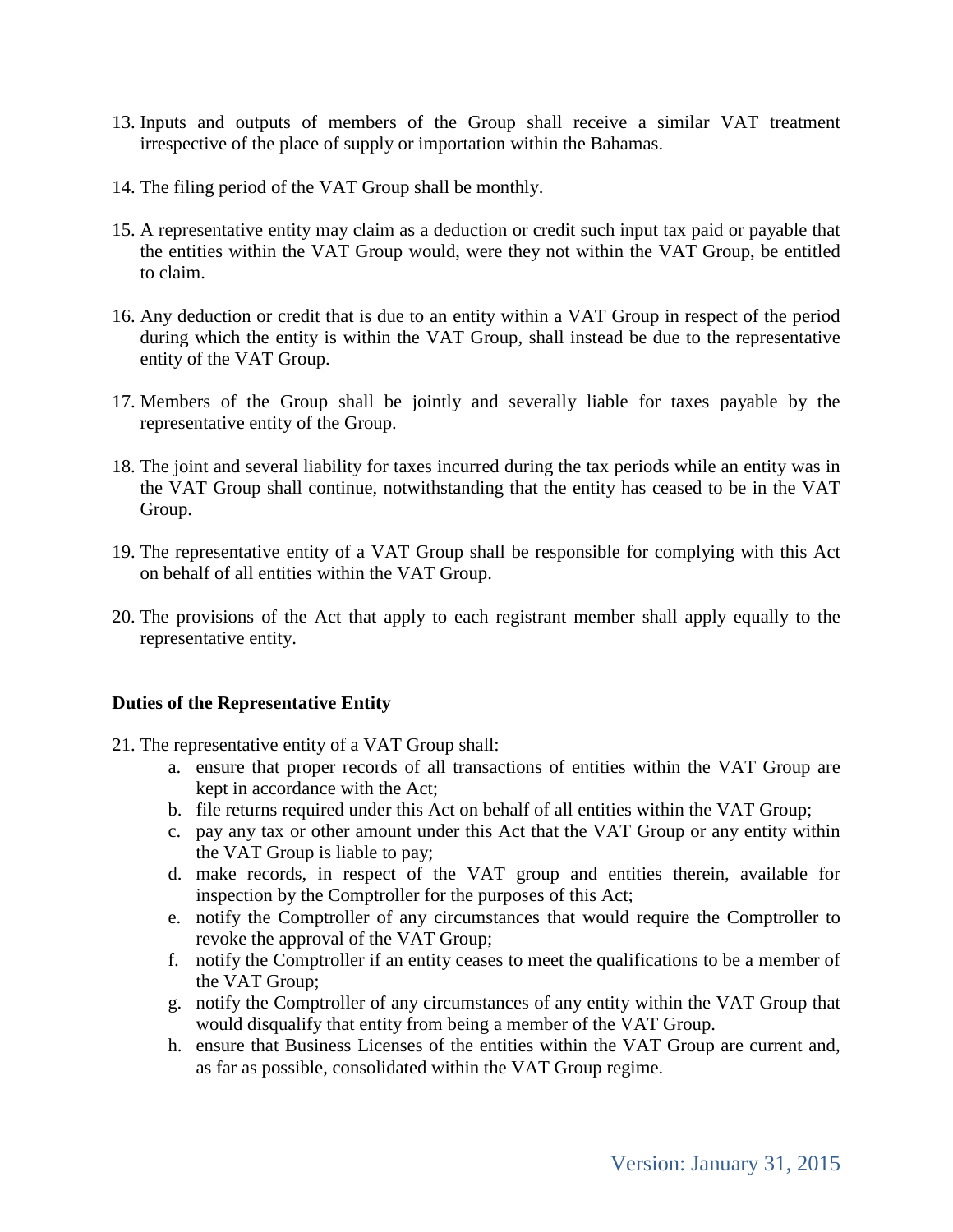13. Inputs and outputs of members of the Group shall receive a similar VAT treatment irrespective of the place of supply or importation within the Bahamas.

14. The filing period of the VAT Group shall be monthly.

15. A representative entity may claim as a deduction or credit such input tax paid or payable that the entities within the VAT Group would, were they not within the VAT Group, be entitled to claim.

16. Any deduction or credit that is due to an entity within a VAT Group in respect of the period during which the entity is within the VAT Group, shall instead be due to the representative entity of the VAT Group.

17. Members of the Group shall be jointly and severally liable for taxes payable by the representative entity of the Group.

18. The joint and several liability for taxes incurred during the tax periods while an entity was in the VAT Group shall continue, notwithstanding that the entity has ceased to be in the VAT Group.

19. The representative entity of a VAT Group shall be responsible for complying with this Act on behalf of all entities within the VAT Group.

20. The provisions of the Act that apply to each registrant member shall apply equally to the representative entity.

**Duties of the Representative Entity**

21. The representative entity of a VAT Group shall:
    a. ensure that proper records of all transactions of entities within the VAT Group are kept in accordance with the Act;
    b. file returns required under this Act on behalf of all entities within the VAT Group;
    c. pay any tax or other amount under this Act that the VAT Group or any entity within the VAT Group is liable to pay;
    d. make records, in respect of the VAT group and entities therein, available for inspection by the Comptroller for the purposes of this Act;
    e. notify the Comptroller of any circumstances that would require the Comptroller to revoke the approval of the VAT Group;
    f. notify the Comptroller if an entity ceases to meet the qualifications to be a member of the VAT Group;
    g. notify the Comptroller of any circumstances of any entity within the VAT Group that would disqualify that entity from being a member of the VAT Group.
    h. ensure that Business Licenses of the entities within the VAT Group are current and, as far as possible, consolidated within the VAT Group regime.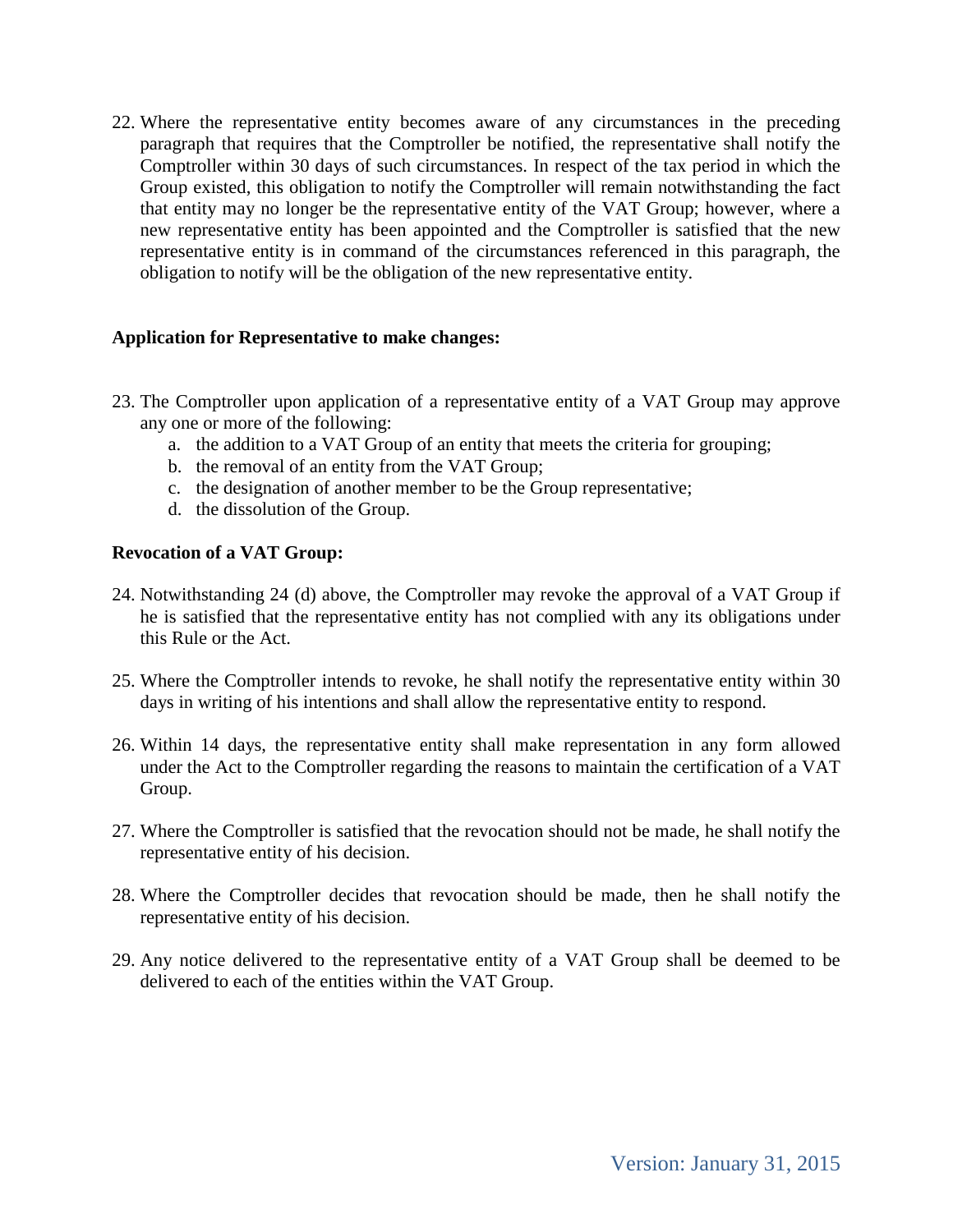22. Where the representative entity becomes aware of any circumstances in the preceding paragraph that requires that the Comptroller be notified, the representative shall notify the Comptroller within 30 days of such circumstances. In respect of the tax period in which the Group existed, this obligation to notify the Comptroller will remain notwithstanding the fact that entity may no longer be the representative entity of the VAT Group; however, where a new representative entity has been appointed and the Comptroller is satisfied that the new representative entity is in command of the circumstances referenced in this paragraph, the obligation to notify will be the obligation of the new representative entity.

**Application for Representative to make changes:**

23. The Comptroller upon application of a representative entity of a VAT Group may approve any one or more of the following:
    a. the addition to a VAT Group of an entity that meets the criteria for grouping;
    b. the removal of an entity from the VAT Group;
    c. the designation of another member to be the Group representative;
    d. the dissolution of the Group.

**Revocation of a VAT Group:**

24. Notwithstanding 24 (d) above, the Comptroller may revoke the approval of a VAT Group if he is satisfied that the representative entity has not complied with any its obligations under this Rule or the Act.

25. Where the Comptroller intends to revoke, he shall notify the representative entity within 30 days in writing of his intentions and shall allow the representative entity to respond.

26. Within 14 days, the representative entity shall make representation in any form allowed under the Act to the Comptroller regarding the reasons to maintain the certification of a VAT Group.

27. Where the Comptroller is satisfied that the revocation should not be made, he shall notify the representative entity of his decision.

28. Where the Comptroller decides that revocation should be made, then he shall notify the representative entity of his decision.

29. Any notice delivered to the representative entity of a VAT Group shall be deemed to be delivered to each of the entities within the VAT Group.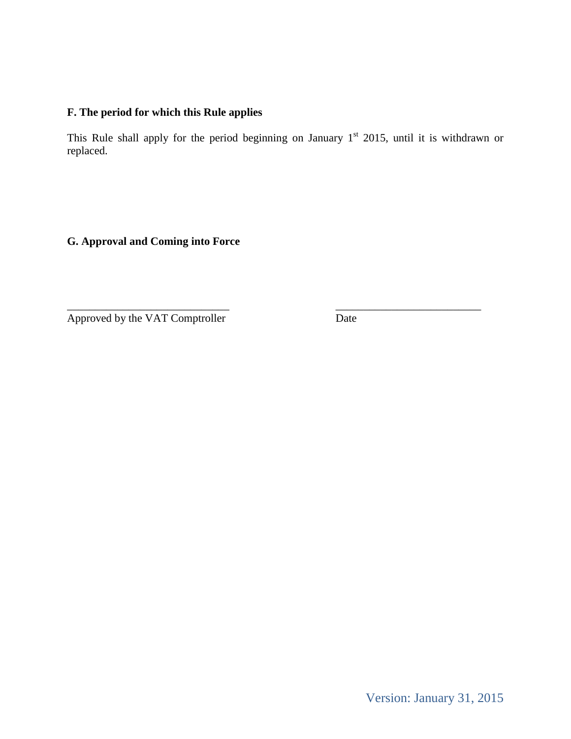**F. The period for which this Rule applies**

This Rule shall apply for the period beginning on January 1st 2015, until it is withdrawn or replaced.

**G. Approval and Coming into Force**

| | |
|---|---|
| ____________________________ | ____________________________ |
| Approved by the VAT Comptroller | Date |

Version: January 31, 2015